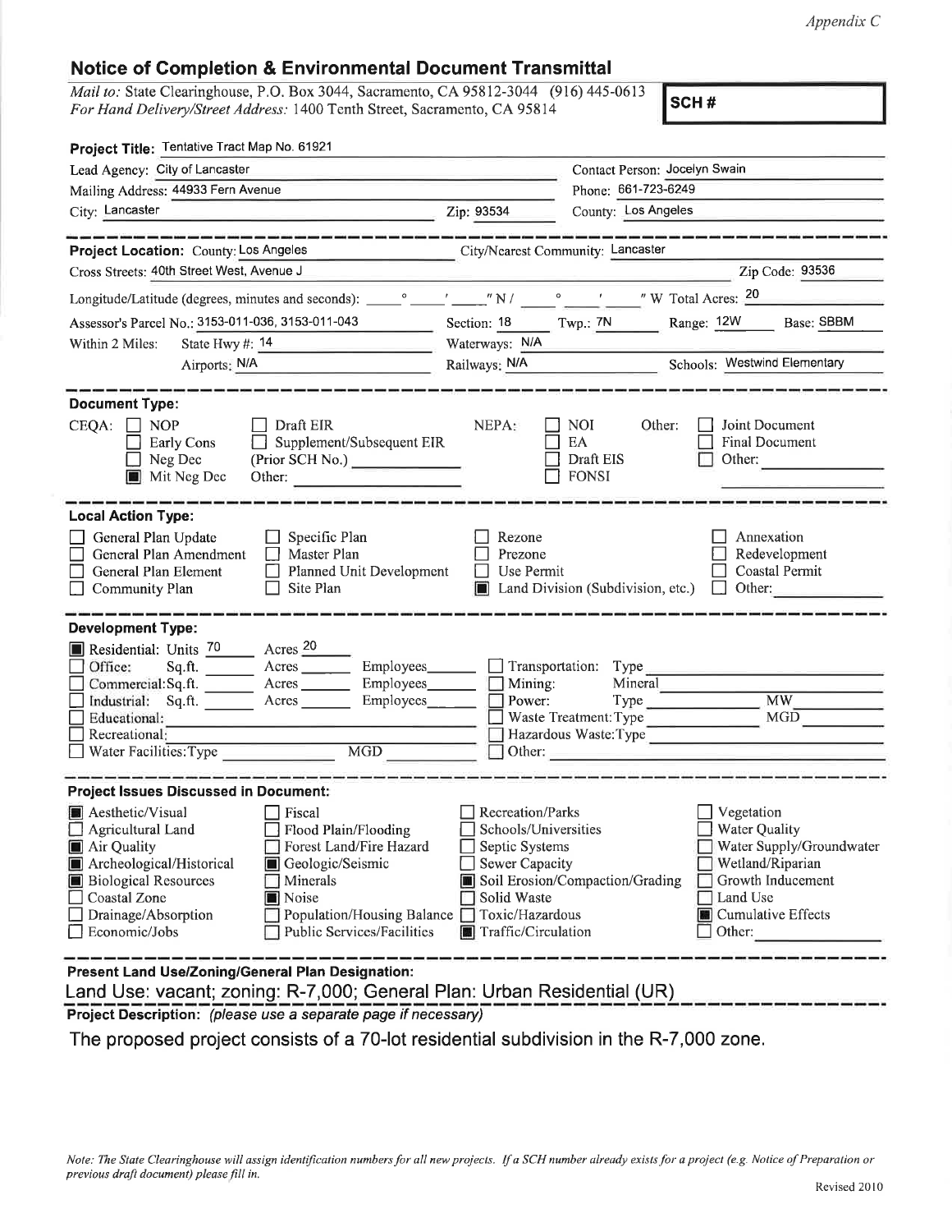*Appendix C*

## Notice of Completion & Environmental Document Transmittal

*Mail to:* State Clearinghouse, P.O. Box 3044, Sacramento, CA 95812-3044 (916) 445-0613
*For Hand Delivery/Street Address:* 1400 Tenth Street, Sacramento, CA 95814

**SCH #**

**Project Title:** Tentative Tract Map No. 61921

Lead Agency: City of Lancaster — Contact Person: Jocelyn Swain

Mailing Address: 44933 Fern Avenue — Phone: 661-723-6249

City: Lancaster — Zip: 93534 — County: Los Angeles

---

**Project Location:** County: Los Angeles — City/Nearest Community: Lancaster

Cross Streets: 40th Street West, Avenue J — Zip Code: 93536

Longitude/Latitude (degrees, minutes and seconds): \_\_\_° \_\_\_′ \_\_\_″ N / \_\_\_° \_\_\_′ \_\_\_″ W Total Acres: 20

Assessor's Parcel No.: 3153-011-036, 3153-011-043 — Section: 18 — Twp.: 7N — Range: 12W — Base: SBBM

Within 2 Miles: State Hwy #: 14 — Waterways: N/A

Airports: N/A — Railways: N/A — Schools: Westwind Elementary

---

**Document Type:**

CEQA:
- ☐ NOP
- ☐ Early Cons
- ☐ Neg Dec
- ■ Mit Neg Dec
- ☐ Draft EIR
- ☐ Supplement/Subsequent EIR (Prior SCH No.) \_\_\_\_\_\_
- Other: \_\_\_\_\_\_

NEPA:
- ☐ NOI
- ☐ EA
- ☐ Draft EIS
- ☐ FONSI

Other:
- ☐ Joint Document
- ☐ Final Document
- ☐ Other: \_\_\_\_\_\_

---

**Local Action Type:**

- ☐ General Plan Update
- ☐ General Plan Amendment
- ☐ General Plan Element
- ☐ Community Plan
- ☐ Specific Plan
- ☐ Master Plan
- ☐ Planned Unit Development
- ☐ Site Plan
- ☐ Rezone
- ☐ Prezone
- ☐ Use Permit
- ■ Land Division (Subdivision, etc.)
- ☐ Annexation
- ☐ Redevelopment
- ☐ Coastal Permit
- ☐ Other: \_\_\_\_\_\_

---

**Development Type:**

- ■ Residential: Units 70 Acres 20
- ☐ Office: Sq.ft. \_\_\_ Acres \_\_\_ Employees \_\_\_
- ☐ Commercial: Sq.ft. \_\_\_ Acres \_\_\_ Employees \_\_\_
- ☐ Industrial: Sq.ft. \_\_\_ Acres \_\_\_ Employees \_\_\_
- ☐ Educational: \_\_\_
- ☐ Recreational: \_\_\_
- ☐ Water Facilities: Type \_\_\_ MGD \_\_\_
- ☐ Transportation: Type \_\_\_
- ☐ Mining: Mineral \_\_\_
- ☐ Power: Type \_\_\_ MW \_\_\_
- ☐ Waste Treatment: Type \_\_\_ MGD \_\_\_
- ☐ Hazardous Waste: Type \_\_\_
- ☐ Other: \_\_\_

---

**Project Issues Discussed in Document:**

- ■ Aesthetic/Visual
- ☐ Agricultural Land
- ■ Air Quality
- ■ Archeological/Historical
- ■ Biological Resources
- ☐ Coastal Zone
- ☐ Drainage/Absorption
- ☐ Economic/Jobs
- ☐ Fiscal
- ☐ Flood Plain/Flooding
- ☐ Forest Land/Fire Hazard
- ■ Geologic/Seismic
- ☐ Minerals
- ■ Noise
- ☐ Population/Housing Balance
- ☐ Public Services/Facilities
- ☐ Recreation/Parks
- ☐ Schools/Universities
- ☐ Septic Systems
- ☐ Sewer Capacity
- ■ Soil Erosion/Compaction/Grading
- ☐ Solid Waste
- ☐ Toxic/Hazardous
- ■ Traffic/Circulation
- ☐ Vegetation
- ☐ Water Quality
- ☐ Water Supply/Groundwater
- ☐ Wetland/Riparian
- ☐ Growth Inducement
- ☐ Land Use
- ■ Cumulative Effects
- ☐ Other: \_\_\_\_\_\_

---

**Present Land Use/Zoning/General Plan Designation:**

Land Use: vacant; zoning: R-7,000; General Plan: Urban Residential (UR)

**Project Description:** *(please use a separate page if necessary)*

The proposed project consists of a 70-lot residential subdivision in the R-7,000 zone.

*Note: The State Clearinghouse will assign identification numbers for all new projects. If a SCH number already exists for a project (e.g. Notice of Preparation or previous draft document) please fill in.*

Revised 2010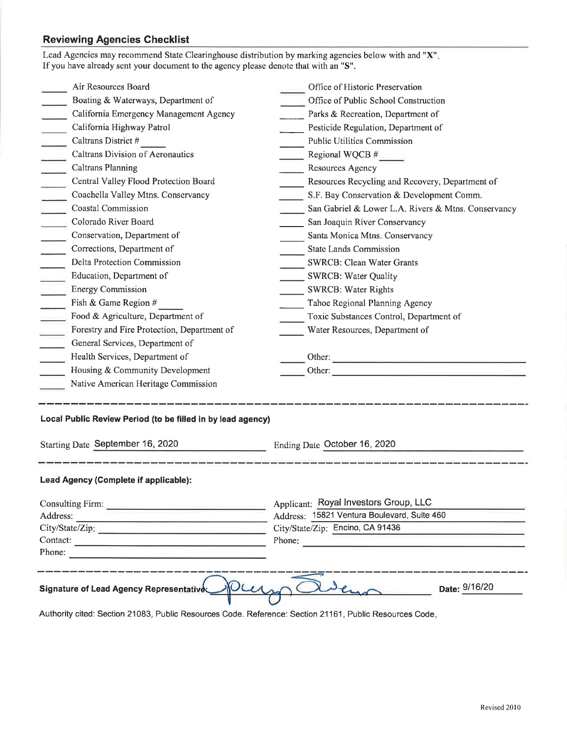## Reviewing Agencies Checklist

Lead Agencies may recommend State Clearinghouse distribution by marking agencies below with and "X".
If you have already sent your document to the agency please denote that with an "S".

| | |
|---|---|
| _____ Air Resources Board | _____ Office of Historic Preservation |
| _____ Boating & Waterways, Department of | _____ Office of Public School Construction |
| _____ California Emergency Management Agency | _____ Parks & Recreation, Department of |
| _____ California Highway Patrol | _____ Pesticide Regulation, Department of |
| _____ Caltrans District # _____ | _____ Public Utilities Commission |
| _____ Caltrans Division of Aeronautics | _____ Regional WQCB # _____ |
| _____ Caltrans Planning | _____ Resources Agency |
| _____ Central Valley Flood Protection Board | _____ Resources Recycling and Recovery, Department of |
| _____ Coachella Valley Mtns. Conservancy | _____ S.F. Bay Conservation & Development Comm. |
| _____ Coastal Commission | _____ San Gabriel & Lower L.A. Rivers & Mtns. Conservancy |
| _____ Colorado River Board | _____ San Joaquin River Conservancy |
| _____ Conservation, Department of | _____ Santa Monica Mtns. Conservancy |
| _____ Corrections, Department of | _____ State Lands Commission |
| _____ Delta Protection Commission | _____ SWRCB: Clean Water Grants |
| _____ Education, Department of | _____ SWRCB: Water Quality |
| _____ Energy Commission | _____ SWRCB: Water Rights |
| _____ Fish & Game Region # _____ | _____ Tahoe Regional Planning Agency |
| _____ Food & Agriculture, Department of | _____ Toxic Substances Control, Department of |
| _____ Forestry and Fire Protection, Department of | _____ Water Resources, Department of |
| _____ General Services, Department of | |
| _____ Health Services, Department of | _____ Other: _____________________ |
| _____ Housing & Community Development | _____ Other: _____________________ |
| _____ Native American Heritage Commission | |

---

**Local Public Review Period (to be filled in by lead agency)**

Starting Date September 16, 2020 Ending Date October 16, 2020

---

**Lead Agency (Complete if applicable):**

| | |
|---|---|
| Consulting Firm: _____________________ | Applicant: Royal Investors Group, LLC |
| Address: _____________________ | Address: 15821 Ventura Boulevard, Suite 460 |
| City/State/Zip: _____________________ | City/State/Zip: Encino, CA 91436 |
| Contact: _____________________ | Phone: _____________________ |
| Phone: _____________________ | |

---

**Signature of Lead Agency Representative:** _____________________ **Date:** 9/16/20

Authority cited: Section 21083, Public Resources Code. Reference: Section 21161, Public Resources Code.

Revised 2010